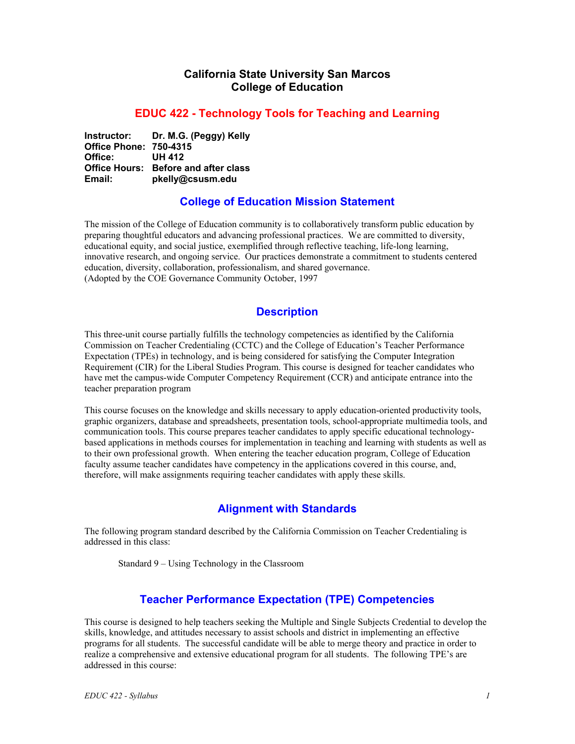# California State University San Marcos
# College of Education

## EDUC 422 - Technology Tools for Teaching and Learning

**Instructor:** **Dr. M.G. (Peggy) Kelly**
**Office Phone:** **750-4315**
**Office:** **UH 412**
**Office Hours:** **Before and after class**
**Email:** **pkelly@csusm.edu**

## College of Education Mission Statement

The mission of the College of Education community is to collaboratively transform public education by preparing thoughtful educators and advancing professional practices. We are committed to diversity, educational equity, and social justice, exemplified through reflective teaching, life-long learning, innovative research, and ongoing service. Our practices demonstrate a commitment to students centered education, diversity, collaboration, professionalism, and shared governance.
(Adopted by the COE Governance Community October, 1997

## Description

This three-unit course partially fulfills the technology competencies as identified by the California Commission on Teacher Credentialing (CCTC) and the College of Education's Teacher Performance Expectation (TPEs) in technology, and is being considered for satisfying the Computer Integration Requirement (CIR) for the Liberal Studies Program. This course is designed for teacher candidates who have met the campus-wide Computer Competency Requirement (CCR) and anticipate entrance into the teacher preparation program

This course focuses on the knowledge and skills necessary to apply education-oriented productivity tools, graphic organizers, database and spreadsheets, presentation tools, school-appropriate multimedia tools, and communication tools. This course prepares teacher candidates to apply specific educational technology-based applications in methods courses for implementation in teaching and learning with students as well as to their own professional growth. When entering the teacher education program, College of Education faculty assume teacher candidates have competency in the applications covered in this course, and, therefore, will make assignments requiring teacher candidates with apply these skills.

## Alignment with Standards

The following program standard described by the California Commission on Teacher Credentialing is addressed in this class:

Standard 9 – Using Technology in the Classroom

## Teacher Performance Expectation (TPE) Competencies

This course is designed to help teachers seeking the Multiple and Single Subjects Credential to develop the skills, knowledge, and attitudes necessary to assist schools and district in implementing an effective programs for all students. The successful candidate will be able to merge theory and practice in order to realize a comprehensive and extensive educational program for all students. The following TPE's are addressed in this course: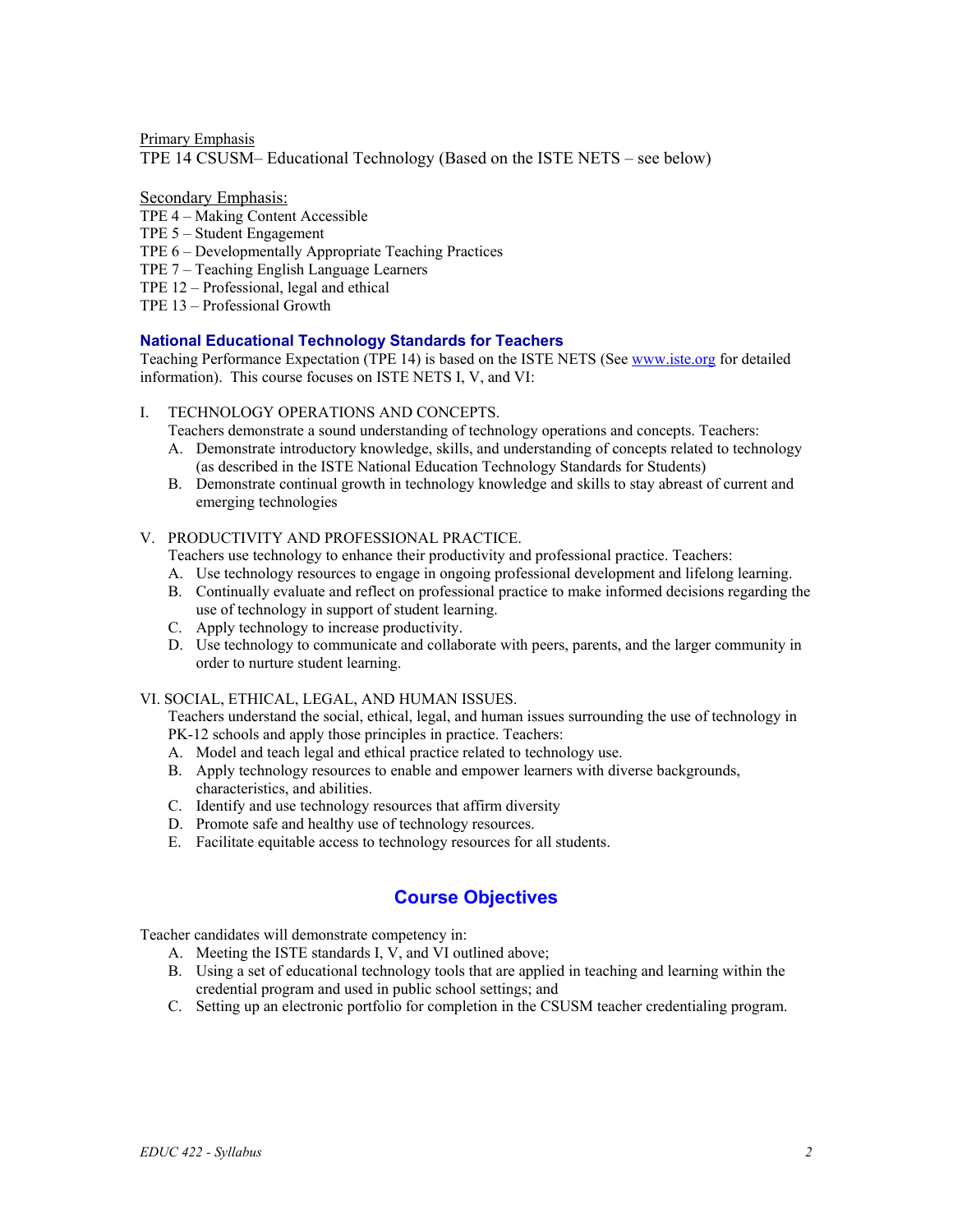<u>Primary Emphasis</u>
TPE 14 CSUSM– Educational Technology (Based on the ISTE NETS – see below)

<u>Secondary Emphasis:</u>
TPE 4 – Making Content Accessible
TPE 5 – Student Engagement
TPE 6 – Developmentally Appropriate Teaching Practices
TPE 7 – Teaching English Language Learners
TPE 12 – Professional, legal and ethical
TPE 13 – Professional Growth

### National Educational Technology Standards for Teachers

Teaching Performance Expectation (TPE 14) is based on the ISTE NETS (See [www.iste.org](http://www.iste.org) for detailed information). This course focuses on ISTE NETS I, V, and VI:

I. TECHNOLOGY OPERATIONS AND CONCEPTS.
Teachers demonstrate a sound understanding of technology operations and concepts. Teachers:
   A. Demonstrate introductory knowledge, skills, and understanding of concepts related to technology (as described in the ISTE National Education Technology Standards for Students)
   B. Demonstrate continual growth in technology knowledge and skills to stay abreast of current and emerging technologies

V. PRODUCTIVITY AND PROFESSIONAL PRACTICE.
Teachers use technology to enhance their productivity and professional practice. Teachers:
   A. Use technology resources to engage in ongoing professional development and lifelong learning.
   B. Continually evaluate and reflect on professional practice to make informed decisions regarding the use of technology in support of student learning.
   C. Apply technology to increase productivity.
   D. Use technology to communicate and collaborate with peers, parents, and the larger community in order to nurture student learning.

VI. SOCIAL, ETHICAL, LEGAL, AND HUMAN ISSUES.
Teachers understand the social, ethical, legal, and human issues surrounding the use of technology in PK-12 schools and apply those principles in practice. Teachers:
   A. Model and teach legal and ethical practice related to technology use.
   B. Apply technology resources to enable and empower learners with diverse backgrounds, characteristics, and abilities.
   C. Identify and use technology resources that affirm diversity
   D. Promote safe and healthy use of technology resources.
   E. Facilitate equitable access to technology resources for all students.

## Course Objectives

Teacher candidates will demonstrate competency in:
   A. Meeting the ISTE standards I, V, and VI outlined above;
   B. Using a set of educational technology tools that are applied in teaching and learning within the credential program and used in public school settings; and
   C. Setting up an electronic portfolio for completion in the CSUSM teacher credentialing program.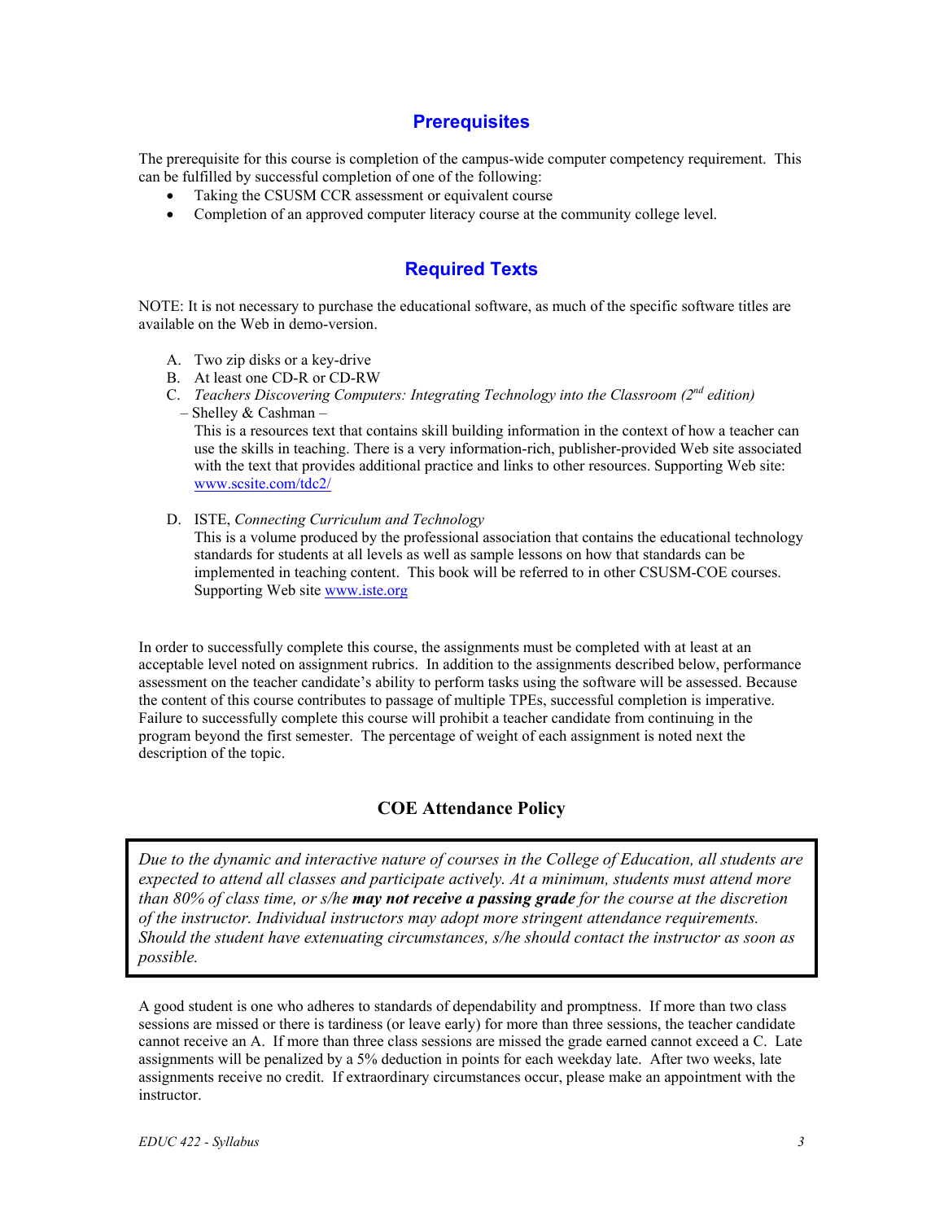## Prerequisites

The prerequisite for this course is completion of the campus-wide computer competency requirement. This can be fulfilled by successful completion of one of the following:

- Taking the CSUSM CCR assessment or equivalent course
- Completion of an approved computer literacy course at the community college level.

## Required Texts

NOTE: It is not necessary to purchase the educational software, as much of the specific software titles are available on the Web in demo-version.

A. Two zip disks or a key-drive
B. At least one CD-R or CD-RW
C. *Teachers Discovering Computers: Integrating Technology into the Classroom (2nd edition)* – Shelley & Cashman –
   This is a resources text that contains skill building information in the context of how a teacher can use the skills in teaching. There is a very information-rich, publisher-provided Web site associated with the text that provides additional practice and links to other resources. Supporting Web site: [www.scsite.com/tdc2/](http://www.scsite.com/tdc2/)
D. ISTE, *Connecting Curriculum and Technology*
   This is a volume produced by the professional association that contains the educational technology standards for students at all levels as well as sample lessons on how that standards can be implemented in teaching content. This book will be referred to in other CSUSM-COE courses. Supporting Web site [www.iste.org](http://www.iste.org)

In order to successfully complete this course, the assignments must be completed with at least at an acceptable level noted on assignment rubrics. In addition to the assignments described below, performance assessment on the teacher candidate's ability to perform tasks using the software will be assessed. Because the content of this course contributes to passage of multiple TPEs, successful completion is imperative. Failure to successfully complete this course will prohibit a teacher candidate from continuing in the program beyond the first semester. The percentage of weight of each assignment is noted next the description of the topic.

### COE Attendance Policy

*Due to the dynamic and interactive nature of courses in the College of Education, all students are expected to attend all classes and participate actively. At a minimum, students must attend more than 80% of class time, or s/he* ***may not receive a passing grade*** *for the course at the discretion of the instructor. Individual instructors may adopt more stringent attendance requirements. Should the student have extenuating circumstances, s/he should contact the instructor as soon as possible.*

A good student is one who adheres to standards of dependability and promptness. If more than two class sessions are missed or there is tardiness (or leave early) for more than three sessions, the teacher candidate cannot receive an A. If more than three class sessions are missed the grade earned cannot exceed a C. Late assignments will be penalized by a 5% deduction in points for each weekday late. After two weeks, late assignments receive no credit. If extraordinary circumstances occur, please make an appointment with the instructor.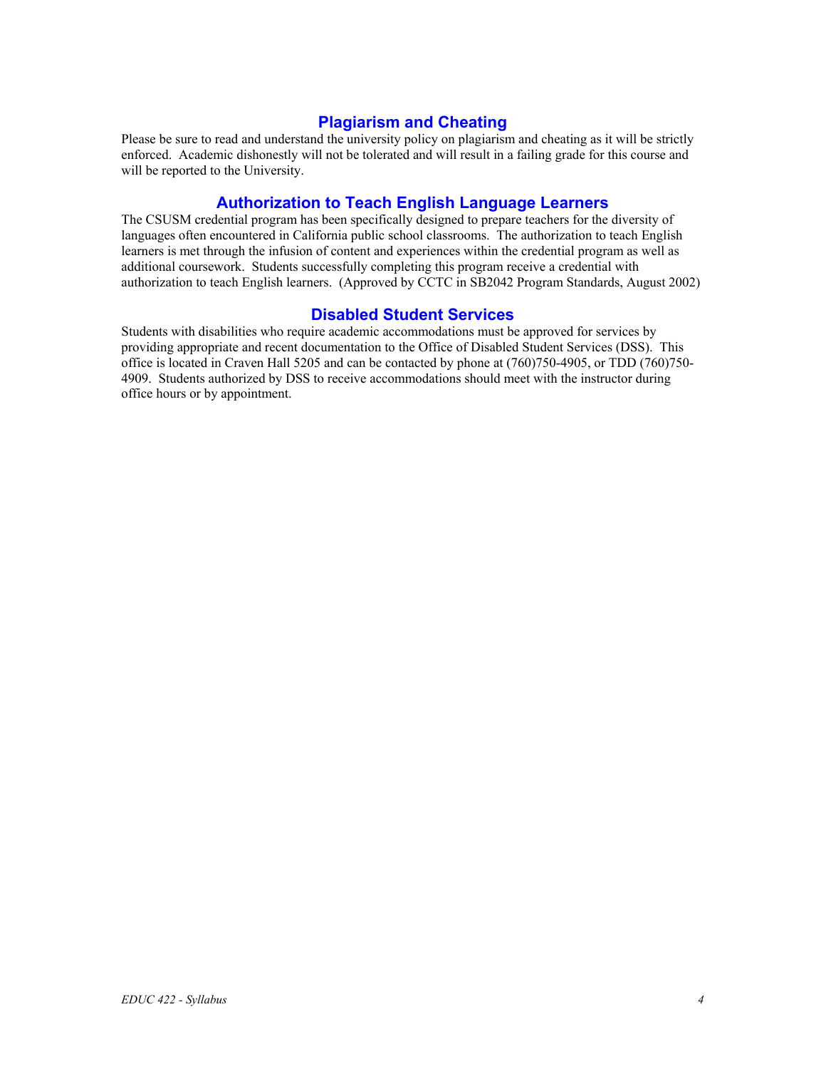## Plagiarism and Cheating

Please be sure to read and understand the university policy on plagiarism and cheating as it will be strictly enforced. Academic dishonestly will not be tolerated and will result in a failing grade for this course and will be reported to the University.

## Authorization to Teach English Language Learners

The CSUSM credential program has been specifically designed to prepare teachers for the diversity of languages often encountered in California public school classrooms. The authorization to teach English learners is met through the infusion of content and experiences within the credential program as well as additional coursework. Students successfully completing this program receive a credential with authorization to teach English learners. (Approved by CCTC in SB2042 Program Standards, August 2002)

## Disabled Student Services

Students with disabilities who require academic accommodations must be approved for services by providing appropriate and recent documentation to the Office of Disabled Student Services (DSS). This office is located in Craven Hall 5205 and can be contacted by phone at (760)750-4905, or TDD (760)750-4909. Students authorized by DSS to receive accommodations should meet with the instructor during office hours or by appointment.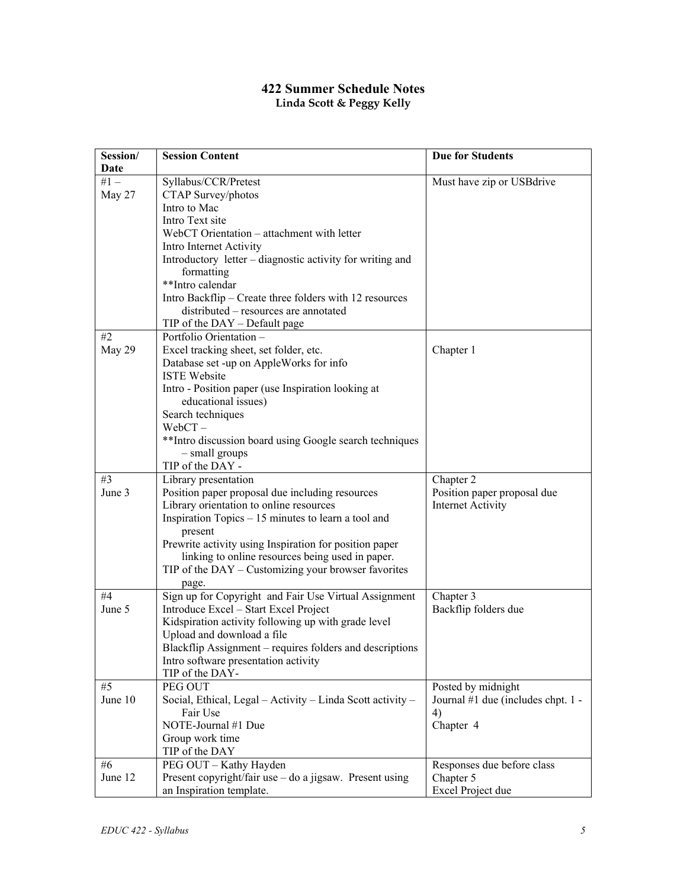# 422 Summer Schedule Notes

**Linda Scott & Peggy Kelly**

| Session/ Date | Session Content | Due for Students |
| --- | --- | --- |
| #1 – May 27 | Syllabus/CCR/Pretest<br>CTAP Survey/photos<br>Intro to Mac<br>Intro Text site<br>WebCT Orientation – attachment with letter<br>Intro Internet Activity<br>Introductory letter – diagnostic activity for writing and formatting<br>**Intro calendar<br>Intro Backflip – Create three folders with 12 resources distributed – resources are annotated<br>TIP of the DAY – Default page | Must have zip or USBdrive |
| #2 May 29 | Portfolio Orientation –<br>Excel tracking sheet, set folder, etc.<br>Database set -up on AppleWorks for info<br>ISTE Website<br>Intro - Position paper (use Inspiration looking at educational issues)<br>Search techniques<br>WebCT –<br>**Intro discussion board using Google search techniques – small groups<br>TIP of the DAY - | Chapter 1 |
| #3 June 3 | Library presentation<br>Position paper proposal due including resources<br>Library orientation to online resources<br>Inspiration Topics – 15 minutes to learn a tool and present<br>Prewrite activity using Inspiration for position paper linking to online resources being used in paper.<br>TIP of the DAY – Customizing your browser favorites page. | Chapter 2<br>Position paper proposal due<br>Internet Activity |
| #4 June 5 | Sign up for Copyright and Fair Use Virtual Assignment<br>Introduce Excel – Start Excel Project<br>Kidspiration activity following up with grade level<br>Upload and download a file<br>Blackflip Assignment – requires folders and descriptions<br>Intro software presentation activity<br>TIP of the DAY- | Chapter 3<br>Backflip folders due |
| #5 June 10 | PEG OUT<br>Social, Ethical, Legal – Activity – Linda Scott activity – Fair Use<br>NOTE-Journal #1 Due<br>Group work time<br>TIP of the DAY | Posted by midnight<br>Journal #1 due (includes chpt. 1 - 4)<br>Chapter 4 |
| #6 June 12 | PEG OUT – Kathy Hayden<br>Present copyright/fair use – do a jigsaw. Present using an Inspiration template. | Responses due before class<br>Chapter 5<br>Excel Project due |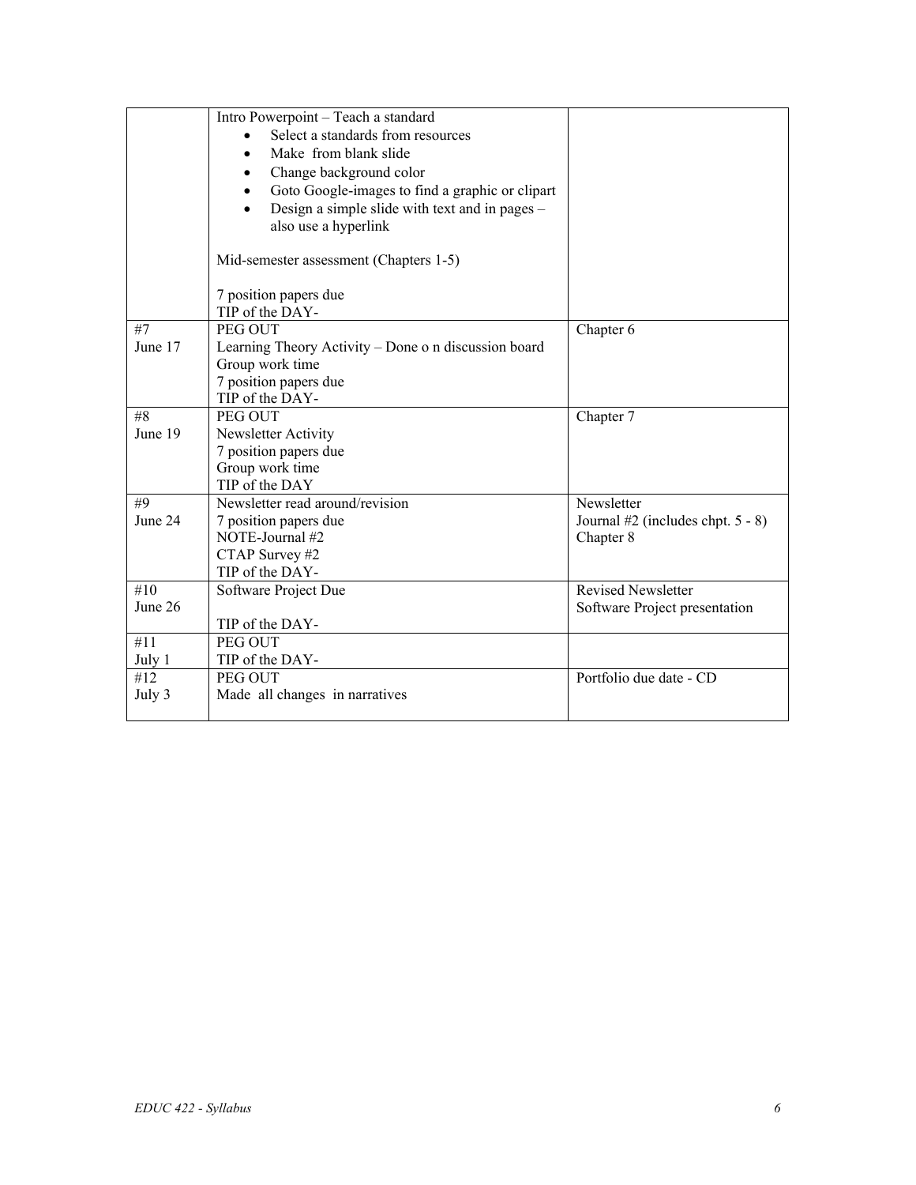|  |  |  |
|---|---|---|
|  | Intro Powerpoint – Teach a standard<br>• Select a standards from resources<br>• Make from blank slide<br>• Change background color<br>• Goto Google-images to find a graphic or clipart<br>• Design a simple slide with text and in pages – also use a hyperlink<br><br>Mid-semester assessment (Chapters 1-5)<br><br>7 position papers due<br>TIP of the DAY- |  |
| #7<br>June 17 | PEG OUT<br>Learning Theory Activity – Done o n discussion board<br>Group work time<br>7 position papers due<br>TIP of the DAY- | Chapter 6 |
| #8<br>June 19 | PEG OUT<br>Newsletter Activity<br>7 position papers due<br>Group work time<br>TIP of the DAY | Chapter 7 |
| #9<br>June 24 | Newsletter read around/revision<br>7 position papers due<br>NOTE-Journal #2<br>CTAP Survey #2<br>TIP of the DAY- | Newsletter<br>Journal #2 (includes chpt. 5 - 8)<br>Chapter 8 |
| #10<br>June 26 | Software Project Due<br><br>TIP of the DAY- | Revised Newsletter<br>Software Project presentation |
| #11<br>July 1 | PEG OUT<br>TIP of the DAY- |  |
| #12<br>July 3 | PEG OUT<br>Made all changes in narratives | Portfolio due date - CD |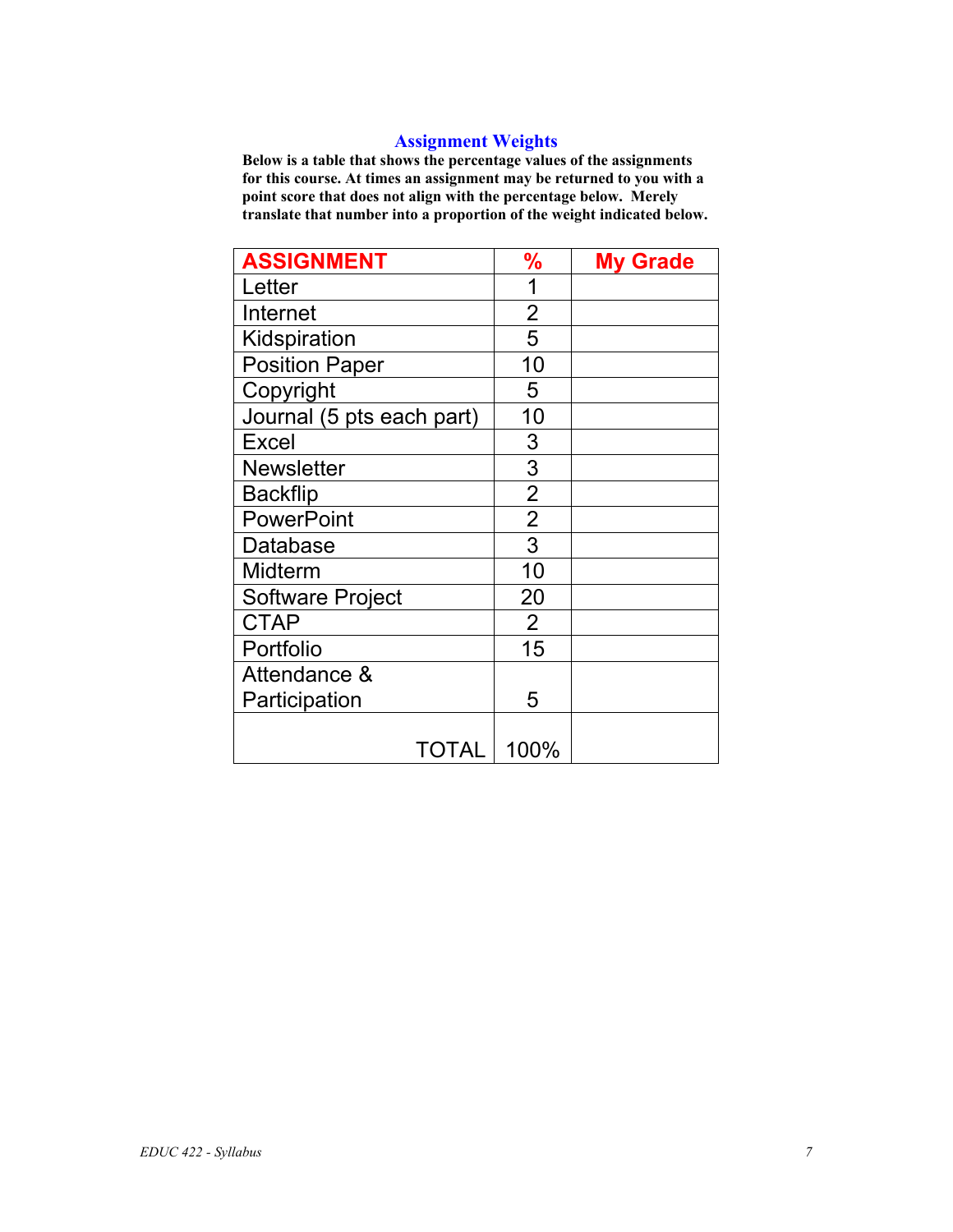## Assignment Weights

**Below is a table that shows the percentage values of the assignments for this course. At times an assignment may be returned to you with a point score that does not align with the percentage below. Merely translate that number into a proportion of the weight indicated below.**

| ASSIGNMENT | % | My Grade |
|---|---|---|
| Letter | 1 | |
| Internet | 2 | |
| Kidspiration | 5 | |
| Position Paper | 10 | |
| Copyright | 5 | |
| Journal (5 pts each part) | 10 | |
| Excel | 3 | |
| Newsletter | 3 | |
| Backflip | 2 | |
| PowerPoint | 2 | |
| Database | 3 | |
| Midterm | 10 | |
| Software Project | 20 | |
| CTAP | 2 | |
| Portfolio | 15 | |
| Attendance & Participation | 5 | |
| TOTAL | 100% | |